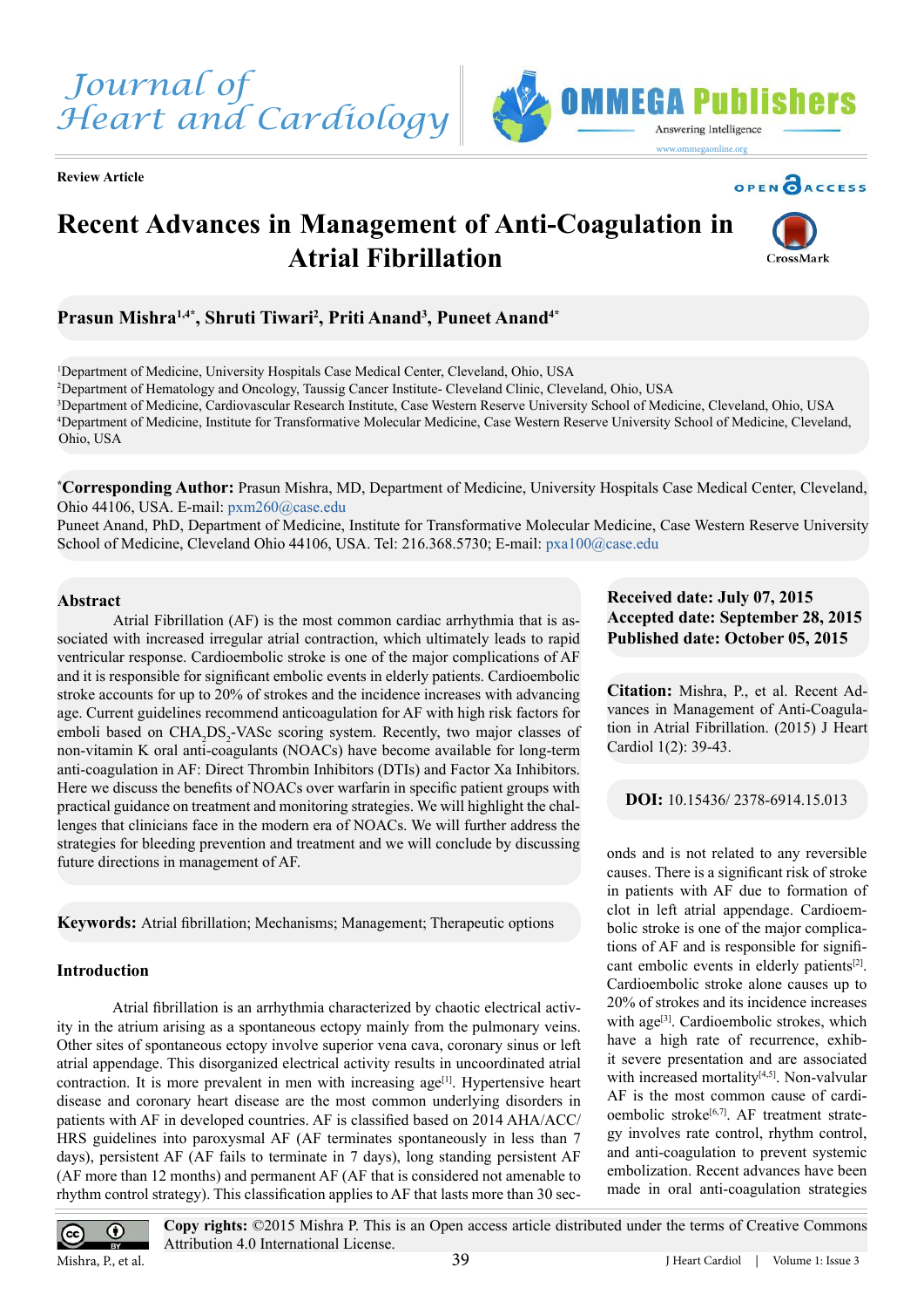Review Article

# Recent Advances in Management of Anti-Coagulation in Atrial Fibrillation

**Prasun Mishra[1,4*], Shruti Tiwari[2], Priti Anand[3], Puneet Anand[4*]**

[1]Department of Medicine, University Hospitals Case Medical Center, Cleveland, Ohio, USA
[2]Department of Hematology and Oncology, Taussig Cancer Institute- Cleveland Clinic, Cleveland, Ohio, USA
[3]Department of Medicine, Cardiovascular Research Institute, Case Western Reserve University School of Medicine, Cleveland, Ohio, USA
[4]Department of Medicine, Institute for Transformative Molecular Medicine, Case Western Reserve University School of Medicine, Cleveland, Ohio, USA

***Corresponding Author:** Prasun Mishra, MD, Department of Medicine, University Hospitals Case Medical Center, Cleveland, Ohio 44106, USA. E-mail: pxm260@case.edu
Puneet Anand, PhD, Department of Medicine, Institute for Transformative Molecular Medicine, Case Western Reserve University School of Medicine, Cleveland Ohio 44106, USA. Tel: 216.368.5730; E-mail: pxa100@case.edu

**Received date: July 07, 2015**
**Accepted date: September 28, 2015**
**Published date: October 05, 2015**

**Citation:** Mishra, P., et al. Recent Advances in Management of Anti-Coagulation in Atrial Fibrillation. (2015) J Heart Cardiol 1(2): 39-43.

**DOI:** 10.15436/ 2378-6914.15.013

## Abstract

Atrial Fibrillation (AF) is the most common cardiac arrhythmia that is associated with increased irregular atrial contraction, which ultimately leads to rapid ventricular response. Cardioembolic stroke is one of the major complications of AF and it is responsible for significant embolic events in elderly patients. Cardioembolic stroke accounts for up to 20% of strokes and the incidence increases with advancing age. Current guidelines recommend anticoagulation for AF with high risk factors for emboli based on $CHA_2DS_2$-VASc scoring system. Recently, two major classes of non-vitamin K oral anti-coagulants (NOACs) have become available for long-term anti-coagulation in AF: Direct Thrombin Inhibitors (DTIs) and Factor Xa Inhibitors. Here we discuss the benefits of NOACs over warfarin in specific patient groups with practical guidance on treatment and monitoring strategies. We will highlight the challenges that clinicians face in the modern era of NOACs. We will further address the strategies for bleeding prevention and treatment and we will conclude by discussing future directions in management of AF.

**Keywords:** Atrial fibrillation; Mechanisms; Management; Therapeutic options

## Introduction

Atrial fibrillation is an arrhythmia characterized by chaotic electrical activity in the atrium arising as a spontaneous ectopy mainly from the pulmonary veins. Other sites of spontaneous ectopy involve superior vena cava, coronary sinus or left atrial appendage. This disorganized electrical activity results in uncoordinated atrial contraction. It is more prevalent in men with increasing age[1]. Hypertensive heart disease and coronary heart disease are the most common underlying disorders in patients with AF in developed countries. AF is classified based on 2014 AHA/ACC/HRS guidelines into paroxysmal AF (AF terminates spontaneously in less than 7 days), persistent AF (AF fails to terminate in 7 days), long standing persistent AF (AF more than 12 months) and permanent AF (AF that is considered not amenable to rhythm control strategy). This classification applies to AF that lasts more than 30 seconds and is not related to any reversible causes. There is a significant risk of stroke in patients with AF due to formation of clot in left atrial appendage. Cardioembolic stroke is one of the major complications of AF and is responsible for significant embolic events in elderly patients[2]. Cardioembolic stroke alone causes up to 20% of strokes and its incidence increases with age[3]. Cardioembolic strokes, which have a high rate of recurrence, exhibit severe presentation and are associated with increased mortality[4,5]. Non-valvular AF is the most common cause of cardioembolic stroke[6,7]. AF treatment strategy involves rate control, rhythm control, and anti-coagulation to prevent systemic embolization. Recent advances have been made in oral anti-coagulation strategies

**Copy rights:** ©2015 Mishra P. This is an Open access article distributed under the terms of Creative Commons Attribution 4.0 International License.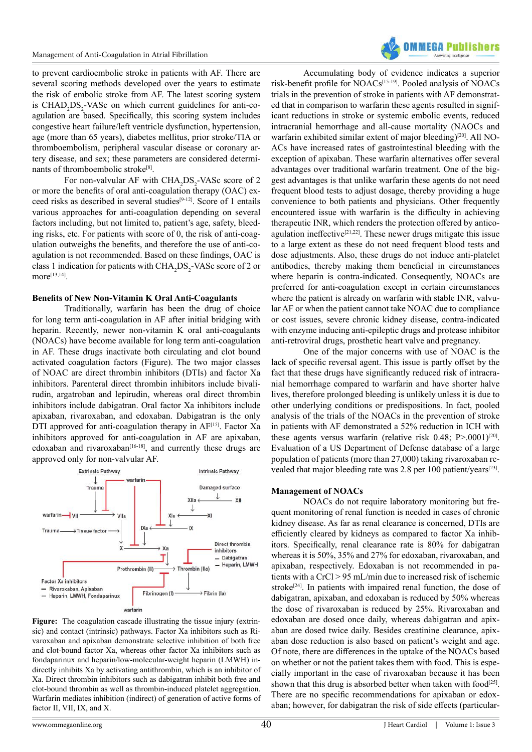to prevent cardioembolic stroke in patients with AF. There are several scoring methods developed over the years to estimate the risk of embolic stroke from AF. The latest scoring system is $CHAD_2DS_2$-VASc on which current guidelines for anti-coagulation are based. Specifically, this scoring system includes congestive heart failure/left ventricle dysfunction, hypertension, age (more than 65 years), diabetes mellitus, prior stroke/TIA or thromboembolism, peripheral vascular disease or coronary artery disease, and sex; these parameters are considered determinants of thromboembolic stroke[8].

For non-valvular AF with $CHA_2DS_2$-VASc score of 2 or more the benefits of oral anti-coagulation therapy (OAC) exceed risks as described in several studies[9-12]. Score of 1 entails various approaches for anti-coagulation depending on several factors including, but not limited to, patient's age, safety, bleeding risks, etc. For patients with score of 0, the risk of anti-coagulation outweighs the benefits, and therefore the use of anti-coagulation is not recommended. Based on these findings, OAC is class 1 indication for patients with $CHA_2DS_2$-VASc score of 2 or more[13,14].

### Benefits of New Non-Vitamin K Oral Anti-Coagulants

Traditionally, warfarin has been the drug of choice for long term anti-coagulation in AF after initial bridging with heparin. Recently, newer non-vitamin K oral anti-coagulants (NOACs) have become available for long term anti-coagulation in AF. These drugs inactivate both circulating and clot bound activated coagulation factors (Figure). The two major classes of NOAC are direct thrombin inhibitors (DTIs) and factor Xa inhibitors. Parenteral direct thrombin inhibitors include bivalirudin, argatroban and lepirudin, whereas oral direct thrombin inhibitors include dabigatran. Oral factor Xa inhibitors include apixaban, rivaroxaban, and edoxaban. Dabigatran is the only DTI approved for anti-coagulation therapy in AF[15]. Factor Xa inhibitors approved for anti-coagulation in AF are apixaban, edoxaban and rivaroxaban[16-18], and currently these drugs are approved only for non-valvular AF.

**Figure:** The coagulation cascade illustrating the tissue injury (extrinsic) and contact (intrinsic) pathways. Factor Xa inhibitors such as Rivaroxaban and apixaban demonstrate selective inhibition of both free and clot-bound factor Xa, whereas other factor Xa inhibitors such as fondaparinux and heparin/low-molecular-weight heparin (LMWH) indirectly inhibits Xa by activating antithrombin, which is an inhibitor of Xa. Direct thrombin inhibitors such as dabigatran inhibit both free and clot-bound thrombin as well as thrombin-induced platelet aggregation. Warfarin mediates inhibition (indirect) of generation of active forms of factor II, VII, IX, and X.

Accumulating body of evidence indicates a superior risk-benefit profile for NOACs[15-19]. Pooled analysis of NOACs trials in the prevention of stroke in patients with AF demonstrated that in comparison to warfarin these agents resulted in significant reductions in stroke or systemic embolic events, reduced intracranial hemorrhage and all-cause mortality (NAOCs and warfarin exhibited similar extent of major bleeding)[20]. All NOACs have increased rates of gastrointestinal bleeding with the exception of apixaban. These warfarin alternatives offer several advantages over traditional warfarin treatment. One of the biggest advantages is that unlike warfarin these agents do not need frequent blood tests to adjust dosage, thereby providing a huge convenience to both patients and physicians. Other frequently encountered issue with warfarin is the difficulty in achieving therapeutic INR, which renders the protection offered by anticoagulation ineffective[21,22]. These newer drugs mitigate this issue to a large extent as these do not need frequent blood tests and dose adjustments. Also, these drugs do not induce anti-platelet antibodies, thereby making them beneficial in circumstances where heparin is contra-indicated. Consequently, NOACs are preferred for anti-coagulation except in certain circumstances where the patient is already on warfarin with stable INR, valvular AF or when the patient cannot take NOAC due to compliance or cost issues, severe chronic kidney disease, contra-indicated with enzyme inducing anti-epileptic drugs and protease inhibitor anti-retroviral drugs, prosthetic heart valve and pregnancy.

One of the major concerns with use of NOAC is the lack of specific reversal agent. This issue is partly offset by the fact that these drugs have significantly reduced risk of intracranial hemorrhage compared to warfarin and have shorter halve lives, therefore prolonged bleeding is unlikely unless it is due to other underlying conditions or predispositions. In fact, pooled analysis of the trials of the NOACs in the prevention of stroke in patients with AF demonstrated a 52% reduction in ICH with these agents versus warfarin (relative risk 0.48; $P>.0001$)[20]. Evaluation of a US Department of Defense database of a large population of patients (more than 27,000) taking rivaroxaban revealed that major bleeding rate was 2.8 per 100 patient/years[23].

### Management of NOACs

NOACs do not require laboratory monitoring but frequent monitoring of renal function is needed in cases of chronic kidney disease. As far as renal clearance is concerned, DTIs are efficiently cleared by kidneys as compared to factor Xa inhibitors. Specifically, renal clearance rate is 80% for dabigatran whereas it is 50%, 35% and 27% for edoxaban, rivaroxaban, and apixaban, respectively. Edoxaban is not recommended in patients with a CrCl > 95 mL/min due to increased risk of ischemic stroke[24]. In patients with impaired renal function, the dose of dabigatran, apixaban, and edoxaban is reduced by 50% whereas the dose of rivaroxaban is reduced by 25%. Rivaroxaban and edoxaban are dosed once daily, whereas dabigatran and apixaban are dosed twice daily. Besides creatinine clearance, apixaban dose reduction is also based on patient's weight and age. Of note, there are differences in the uptake of the NOACs based on whether or not the patient takes them with food. This is especially important in the case of rivaroxaban because it has been shown that this drug is absorbed better when taken with food[25]. There are no specific recommendations for apixaban or edoxaban; however, for dabigatran the risk of side effects (particular-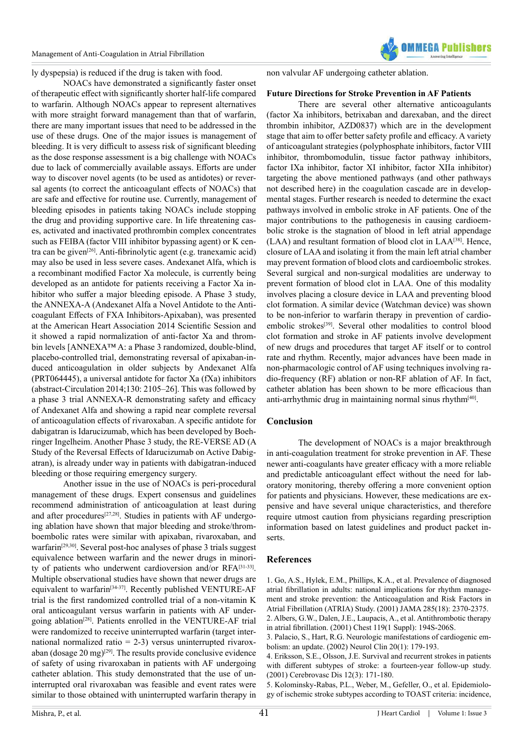ly dyspepsia) is reduced if the drug is taken with food.

NOACs have demonstrated a significantly faster onset of therapeutic effect with significantly shorter half-life compared to warfarin. Although NOACs appear to represent alternatives with more straight forward management than that of warfarin, there are many important issues that need to be addressed in the use of these drugs. One of the major issues is management of bleeding. It is very difficult to assess risk of significant bleeding as the dose response assessment is a big challenge with NOACs due to lack of commercially available assays. Efforts are under way to discover novel agents (to be used as antidotes) or reversal agents (to correct the anticoagulant effects of NOACs) that are safe and effective for routine use. Currently, management of bleeding episodes in patients taking NOACs include stopping the drug and providing supportive care. In life threatening cases, activated and inactivated prothrombin complex concentrates such as FEIBA (factor VIII inhibitor bypassing agent) or K centra can be given[26]. Anti-fibrinolytic agent (e.g. tranexamic acid) may also be used in less severe cases. Andexanet Alfa, which is a recombinant modified Factor Xa molecule, is currently being developed as an antidote for patients receiving a Factor Xa inhibitor who suffer a major bleeding episode. A Phase 3 study, the ANNEXA-A (Andexanet Alfa a Novel Antidote to the Anticoagulant Effects of FXA Inhibitors-Apixaban), was presented at the American Heart Association 2014 Scientific Session and it showed a rapid normalization of anti-factor Xa and thrombin levels [ANNEXA™ A: a Phase 3 randomized, double-blind, placebo-controlled trial, demonstrating reversal of apixaban-induced anticoagulation in older subjects by Andexanet Alfa (PRT064445), a universal antidote for factor Xa (fXa) inhibitors (abstract-Circulation 2014;130: 2105–26]. This was followed by a phase 3 trial ANNEXA-R demonstrating safety and efficacy of Andexanet Alfa and showing a rapid near complete reversal of anticoagulation effects of rivaroxaban. A specific antidote for dabigatran is Idarucizumab, which has been developed by Boehringer Ingelheim. Another Phase 3 study, the RE-VERSE AD (A Study of the Reversal Effects of Idarucizumab on Active Dabigatran), is already under way in patients with dabigatran-induced bleeding or those requiring emergency surgery.

Another issue in the use of NOACs is peri-procedural management of these drugs. Expert consensus and guidelines recommend administration of anticoagulation at least during and after procedures[27,28]. Studies in patients with AF undergoing ablation have shown that major bleeding and stroke/thromboembolic rates were similar with apixaban, rivaroxaban, and warfarin[29,30]. Several post-hoc analyses of phase 3 trials suggest equivalence between warfarin and the newer drugs in minority of patients who underwent cardioversion and/or RFA[31-33]. Multiple observational studies have shown that newer drugs are equivalent to warfarin[34-37]. Recently published VENTURE-AF trial is the first randomized controlled trial of a non-vitamin K oral anticoagulant versus warfarin in patients with AF undergoing ablation[28]. Patients enrolled in the VENTURE-AF trial were randomized to receive uninterrupted warfarin (target international normalized ratio = 2-3) versus uninterrupted rivaroxaban (dosage 20 mg)[29]. The results provide conclusive evidence of safety of using rivaroxaban in patients with AF undergoing catheter ablation. This study demonstrated that the use of uninterrupted oral rivaroxaban was feasible and event rates were similar to those obtained with uninterrupted warfarin therapy in non valvular AF undergoing catheter ablation.

### Future Directions for Stroke Prevention in AF Patients

There are several other alternative anticoagulants (factor Xa inhibitors, betrixaban and darexaban, and the direct thrombin inhibitor, AZD0837) which are in the development stage that aim to offer better safety profile and efficacy. A variety of anticoagulant strategies (polyphosphate inhibitors, factor VIII inhibitor, thrombomodulin, tissue factor pathway inhibitors, factor IXa inhibitor, factor XI inhibitor, factor XIIa inhibitor) targeting the above mentioned pathways (and other pathways not described here) in the coagulation cascade are in developmental stages. Further research is needed to determine the exact pathways involved in embolic stroke in AF patients. One of the major contributions to the pathogenesis in causing cardioembolic stroke is the stagnation of blood in left atrial appendage (LAA) and resultant formation of blood clot in LAA[38]. Hence, closure of LAA and isolating it from the main left atrial chamber may prevent formation of blood clots and cardioembolic strokes. Several surgical and non-surgical modalities are underway to prevent formation of blood clot in LAA. One of this modality involves placing a closure device in LAA and preventing blood clot formation. A similar device (Watchman device) was shown to be non-inferior to warfarin therapy in prevention of cardioembolic strokes[39]. Several other modalities to control blood clot formation and stroke in AF patients involve development of new drugs and procedures that target AF itself or to control rate and rhythm. Recently, major advances have been made in non-pharmacologic control of AF using techniques involving radio-frequency (RF) ablation or non-RF ablation of AF. In fact, catheter ablation has been shown to be more efficacious than anti-arrhythmic drug in maintaining normal sinus rhythm[40].

## Conclusion

The development of NOACs is a major breakthrough in anti-coagulation treatment for stroke prevention in AF. These newer anti-coagulants have greater efficacy with a more reliable and predictable anticoagulant effect without the need for laboratory monitoring, thereby offering a more convenient option for patients and physicians. However, these medications are expensive and have several unique characteristics, and therefore require utmost caution from physicians regarding prescription information based on latest guidelines and product packet inserts.

## References

1. Go, A.S., Hylek, E.M., Phillips, K.A., et al. Prevalence of diagnosed atrial fibrillation in adults: national implications for rhythm management and stroke prevention: the Anticoagulation and Risk Factors in Atrial Fibrillation (ATRIA) Study. (2001) JAMA 285(18): 2370-2375.
2. Albers, G.W., Dalen, J.E., Laupacis, A., et al. Antithrombotic therapy in atrial fibrillation. (2001) Chest 119(1 Suppl): 194S-206S.
3. Palacio, S., Hart, R.G. Neurologic manifestations of cardiogenic embolism: an update. (2002) Neurol Clin 20(1): 179-193.
4. Eriksson, S.E., Olsson, J.E. Survival and recurrent strokes in patients with different subtypes of stroke: a fourteen-year follow-up study. (2001) Cerebrovasc Dis 12(3): 171-180.
5. Kolominsky-Rabas, P.L., Weber, M., Gefeller, O., et al. Epidemiology of ischemic stroke subtypes according to TOAST criteria: incidence,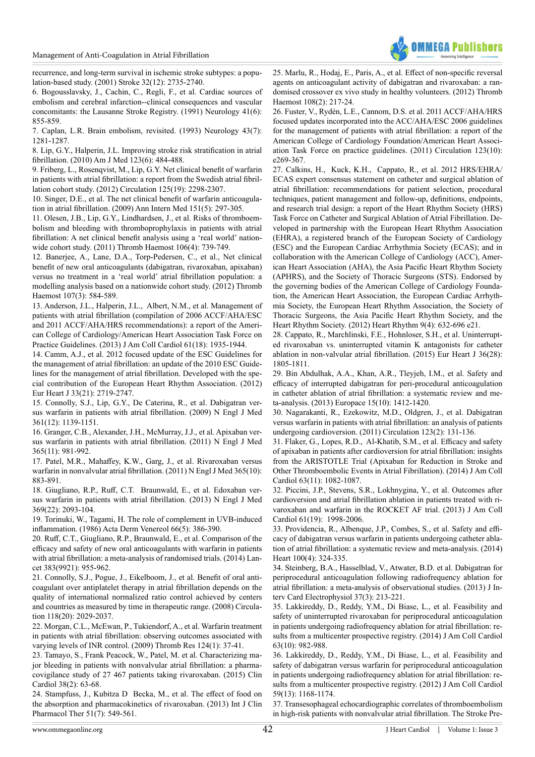recurrence, and long-term survival in ischemic stroke subtypes: a population-based study. (2001) Stroke 32(12): 2735-2740.

6. Bogousslavsky, J., Cachin, C., Regli, F., et al. Cardiac sources of embolism and cerebral infarction--clinical consequences and vascular concomitants: the Lausanne Stroke Registry. (1991) Neurology 41(6): 855-859.

7. Caplan, L.R. Brain embolism, revisited. (1993) Neurology 43(7): 1281-1287.

8. Lip, G.Y., Halperin, J.L. Improving stroke risk stratification in atrial fibrillation. (2010) Am J Med 123(6): 484-488.

9. Friberg, L., Rosenqvist, M., Lip, G.Y. Net clinical benefit of warfarin in patients with atrial fibrillation: a report from the Swedish atrial fibrillation cohort study. (2012) Circulation 125(19): 2298-2307.

10. Singer, D.E., et al. The net clinical benefit of warfarin anticoagulation in atrial fibrillation. (2009) Ann Intern Med 151(5): 297-305.

11. Olesen, J.B., Lip, G.Y., Lindhardsen, J., et al. Risks of thromboembolism and bleeding with thromboprophylaxis in patients with atrial fibrillation: A net clinical benefit analysis using a 'real world' nationwide cohort study. (2011) Thromb Haemost 106(4): 739-749.

12. Banerjee, A., Lane, D.A., Torp-Pedersen, C., et al., Net clinical benefit of new oral anticoagulants (dabigatran, rivaroxaban, apixaban) versus no treatment in a 'real world' atrial fibrillation population: a modelling analysis based on a nationwide cohort study. (2012) Thromb Haemost 107(3): 584-589.

13. Anderson, J.L., Halperin, J.L., Albert, N.M., et al. Management of patients with atrial fibrillation (compilation of 2006 ACCF/AHA/ESC and 2011 ACCF/AHA/HRS recommendations): a report of the American College of Cardiology/American Heart Association Task Force on Practice Guidelines. (2013) J Am Coll Cardiol 61(18): 1935-1944.

14. Camm, A.J., et al. 2012 focused update of the ESC Guidelines for the management of atrial fibrillation: an update of the 2010 ESC Guidelines for the management of atrial fibrillation. Developed with the special contribution of the European Heart Rhythm Association. (2012) Eur Heart J 33(21): 2719-2747.

15. Connolly, S.J., Lip, G.Y., De Caterina, R., et al. Dabigatran versus warfarin in patients with atrial fibrillation. (2009) N Engl J Med 361(12): 1139-1151.

16. Granger, C.B., Alexander, J.H., McMurray, J.J., et al. Apixaban versus warfarin in patients with atrial fibrillation. (2011) N Engl J Med 365(11): 981-992.

17. Patel, M.R., Mahaffey, K.W., Garg, J., et al. Rivaroxaban versus warfarin in nonvalvular atrial fibrillation. (2011) N Engl J Med 365(10): 883-891.

18. Giugliano, R.P., Ruff, C.T. Braunwald, E., et al. Edoxaban versus warfarin in patients with atrial fibrillation. (2013) N Engl J Med 369(22): 2093-104.

19. Torinuki, W., Tagami, H. The role of complement in UVB-induced inflammation. (1986) Acta Derm Venereol 66(5): 386-390.

20. Ruff, C.T., Giugliano, R.P., Braunwald, E., et al. Comparison of the efficacy and safety of new oral anticoagulants with warfarin in patients with atrial fibrillation: a meta-analysis of randomised trials. (2014) Lancet 383(9921): 955-962.

21. Connolly, S.J., Pogue, J., Eikelboom, J., et al. Benefit of oral anticoagulant over antiplatelet therapy in atrial fibrillation depends on the quality of international normalized ratio control achieved by centers and countries as measured by time in therapeutic range. (2008) Circulation 118(20): 2029-2037.

22. Morgan, C.L., McEwan, P., Tukiendorf, A., et al. Warfarin treatment in patients with atrial fibrillation: observing outcomes associated with varying levels of INR control. (2009) Thromb Res 124(1): 37-41.

23. Tamayo, S., Frank Peacock, W., Patel, M. et al. Characterizing major bleeding in patients with nonvalvular atrial fibrillation: a pharmacovigilance study of 27 467 patients taking rivaroxaban. (2015) Clin Cardiol 38(2): 63-68.

24. Stampfuss, J., Kubitza D Becka, M., et al. The effect of food on the absorption and pharmacokinetics of rivaroxaban. (2013) Int J Clin Pharmacol Ther 51(7): 549-561.

25. Marlu, R., Hodaj, E., Paris, A., et al. Effect of non-specific reversal agents on anticoagulant activity of dabigatran and rivaroxaban: a randomised crossover ex vivo study in healthy volunteers. (2012) Thromb Haemost 108(2): 217-24.

26. Fuster, V., Rydén, L.E., Cannom, D.S. et al. 2011 ACCF/AHA/HRS focused updates incorporated into the ACC/AHA/ESC 2006 guidelines for the management of patients with atrial fibrillation: a report of the American College of Cardiology Foundation/American Heart Association Task Force on practice guidelines. (2011) Circulation 123(10): e269-367.

27. Calkins, H., Kuck, K.H., Cappato, R., et al. 2012 HRS/EHRA/ECAS expert consensus statement on catheter and surgical ablation of atrial fibrillation: recommendations for patient selection, procedural techniques, patient management and follow-up, definitions, endpoints, and research trial design: a report of the Heart Rhythm Society (HRS) Task Force on Catheter and Surgical Ablation of Atrial Fibrillation. Developed in partnership with the European Heart Rhythm Association (EHRA), a registered branch of the European Society of Cardiology (ESC) and the European Cardiac Arrhythmia Society (ECAS); and in collaboration with the American College of Cardiology (ACC), American Heart Association (AHA), the Asia Pacific Heart Rhythm Society (APHRS), and the Society of Thoracic Surgeons (STS). Endorsed by the governing bodies of the American College of Cardiology Foundation, the American Heart Association, the European Cardiac Arrhythmia Society, the European Heart Rhythm Association, the Society of Thoracic Surgeons, the Asia Pacific Heart Rhythm Society, and the Heart Rhythm Society. (2012) Heart Rhythm 9(4): 632-696 e21.

28. Cappato, R., Marchlinski, F.E., Hohnloser, S.H., et al. Uninterrupted rivaroxaban vs. uninterrupted vitamin K antagonists for catheter ablation in non-valvular atrial fibrillation. (2015) Eur Heart J 36(28): 1805-1811.

29. Bin Abdulhak, A.A., Khan, A.R., Tleyjeh, I.M., et al. Safety and efficacy of interrupted dabigatran for peri-procedural anticoagulation in catheter ablation of atrial fibrillation: a systematic review and meta-analysis. (2013) Europace 15(10): 1412-1420.

30. Nagarakanti, R., Ezekowitz, M.D., Oldgren, J., et al. Dabigatran versus warfarin in patients with atrial fibrillation: an analysis of patients undergoing cardioversion. (2011) Circulation 123(2): 131-136.

31. Flaker, G., Lopes, R.D., Al-Khatib, S.M., et al. Efficacy and safety of apixaban in patients after cardioversion for atrial fibrillation: insights from the ARISTOTLE Trial (Apixaban for Reduction in Stroke and Other Thromboembolic Events in Atrial Fibrillation). (2014) J Am Coll Cardiol 63(11): 1082-1087.

32. Piccini, J.P., Stevens, S.R., Lokhnygina, Y., et al. Outcomes after cardioversion and atrial fibrillation ablation in patients treated with rivaroxaban and warfarin in the ROCKET AF trial. (2013) J Am Coll Cardiol 61(19): 1998-2006.

33. Providencia, R., Albenque, J.P., Combes, S., et al. Safety and efficacy of dabigatran versus warfarin in patients undergoing catheter ablation of atrial fibrillation: a systematic review and meta-analysis. (2014) Heart 100(4): 324-335.

34. Steinberg, B.A., Hasselblad, V., Atwater, B.D. et al. Dabigatran for periprocedural anticoagulation following radiofrequency ablation for atrial fibrillation: a meta-analysis of observational studies. (2013) J Interv Card Electrophysiol 37(3): 213-221.

35. Lakkireddy, D., Reddy, Y.M., Di Biase, L., et al. Feasibility and safety of uninterrupted rivaroxaban for periprocedural anticoagulation in patients undergoing radiofrequency ablation for atrial fibrillation: results from a multicenter prospective registry. (2014) J Am Coll Cardiol 63(10): 982-988.

36. Lakkireddy, D., Reddy, Y.M., Di Biase, L., et al. Feasibility and safety of dabigatran versus warfarin for periprocedural anticoagulation in patients undergoing radiofrequency ablation for atrial fibrillation: results from a multicenter prospective registry. (2012) J Am Coll Cardiol 59(13): 1168-1174.

37. Transesophageal echocardiographic correlates of thromboembolism in high-risk patients with nonvalvular atrial fibrillation. The Stroke Pre-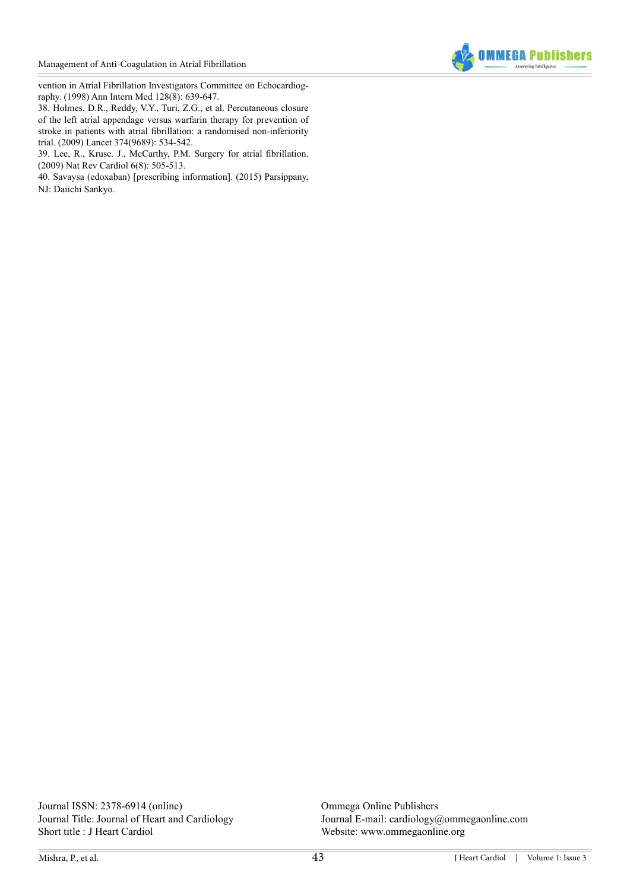vention in Atrial Fibrillation Investigators Committee on Echocardiography. (1998) Ann Intern Med 128(8): 639-647.

38. Holmes, D.R., Reddy, V.Y., Turi, Z.G., et al. Percutaneous closure of the left atrial appendage versus warfarin therapy for prevention of stroke in patients with atrial fibrillation: a randomised non-inferiority trial. (2009) Lancet 374(9689): 534-542.

39. Lee, R., Kruse. J., McCarthy, P.M. Surgery for atrial fibrillation. (2009) Nat Rev Cardiol 6(8): 505-513.

40. Savaysa (edoxaban) [prescribing information]. (2015) Parsippany, NJ: Daiichi Sankyo.

Journal ISSN: 2378-6914 (online)
Journal Title: Journal of Heart and Cardiology
Short title : J Heart Cardiol

Ommega Online Publishers
Journal E-mail: cardiology@ommegaonline.com
Website: www.ommegaonline.org